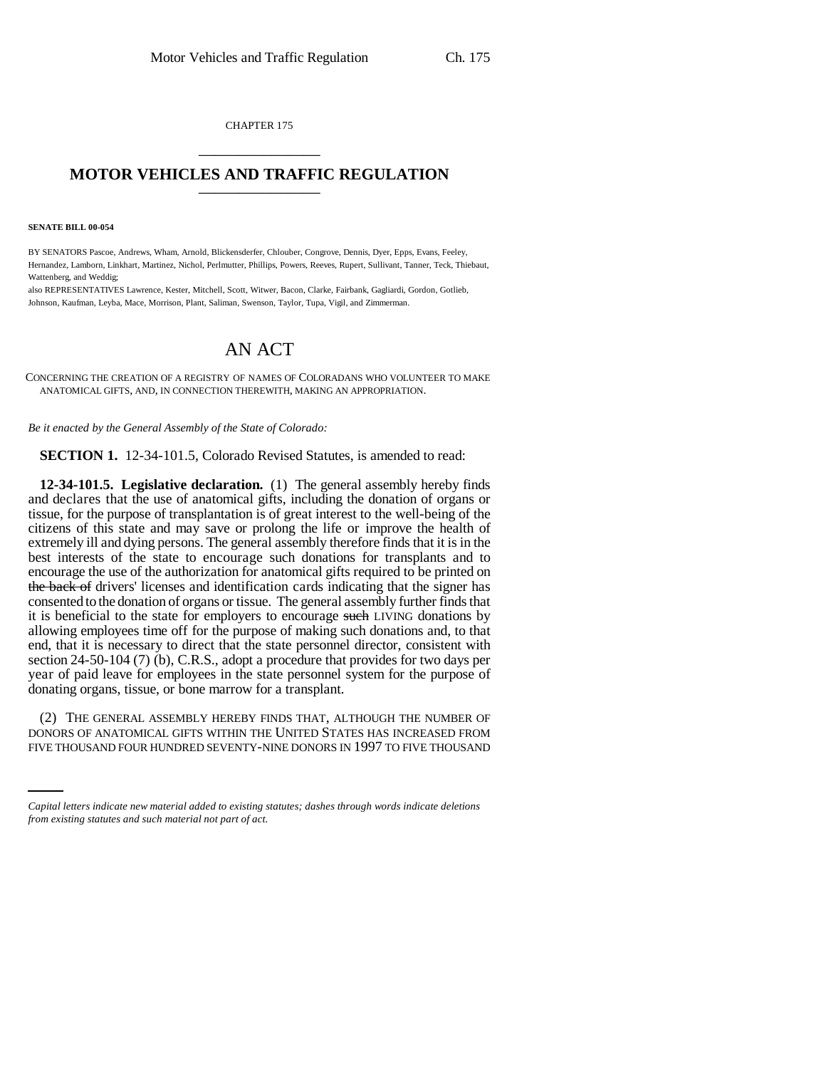CHAPTER 175

# MOTOR VEHICLES AND TRAFFIC REGULATION

**SENATE BILL 00-054**

BY SENATORS Pascoe, Andrews, Wham, Arnold, Blickensderfer, Chlouber, Congrove, Dennis, Dyer, Epps, Evans, Feeley, Hernandez, Lamborn, Linkhart, Martinez, Nichol, Perlmutter, Phillips, Powers, Reeves, Rupert, Sullivant, Tanner, Teck, Thiebaut, Wattenberg, and Weddig;
also REPRESENTATIVES Lawrence, Kester, Mitchell, Scott, Witwer, Bacon, Clarke, Fairbank, Gagliardi, Gordon, Gotlieb, Johnson, Kaufman, Leyba, Mace, Morrison, Plant, Saliman, Swenson, Taylor, Tupa, Vigil, and Zimmerman.

## AN ACT

CONCERNING THE CREATION OF A REGISTRY OF NAMES OF COLORADANS WHO VOLUNTEER TO MAKE ANATOMICAL GIFTS, AND, IN CONNECTION THEREWITH, MAKING AN APPROPRIATION.

*Be it enacted by the General Assembly of the State of Colorado:*

**SECTION 1.** 12-34-101.5, Colorado Revised Statutes, is amended to read:

**12-34-101.5. Legislative declaration.** (1) The general assembly hereby finds and declares that the use of anatomical gifts, including the donation of organs or tissue, for the purpose of transplantation is of great interest to the well-being of the citizens of this state and may save or prolong the life or improve the health of extremely ill and dying persons. The general assembly therefore finds that it is in the best interests of the state to encourage such donations for transplants and to encourage the use of the authorization for anatomical gifts required to be printed on ~~the back of~~ drivers' licenses and identification cards indicating that the signer has consented to the donation of organs or tissue. The general assembly further finds that it is beneficial to the state for employers to encourage ~~such~~ LIVING donations by allowing employees time off for the purpose of making such donations and, to that end, that it is necessary to direct that the state personnel director, consistent with section 24-50-104 (7) (b), C.R.S., adopt a procedure that provides for two days per year of paid leave for employees in the state personnel system for the purpose of donating organs, tissue, or bone marrow for a transplant.

(2) THE GENERAL ASSEMBLY HEREBY FINDS THAT, ALTHOUGH THE NUMBER OF DONORS OF ANATOMICAL GIFTS WITHIN THE UNITED STATES HAS INCREASED FROM FIVE THOUSAND FOUR HUNDRED SEVENTY-NINE DONORS IN 1997 TO FIVE THOUSAND

*Capital letters indicate new material added to existing statutes; dashes through words indicate deletions from existing statutes and such material not part of act.*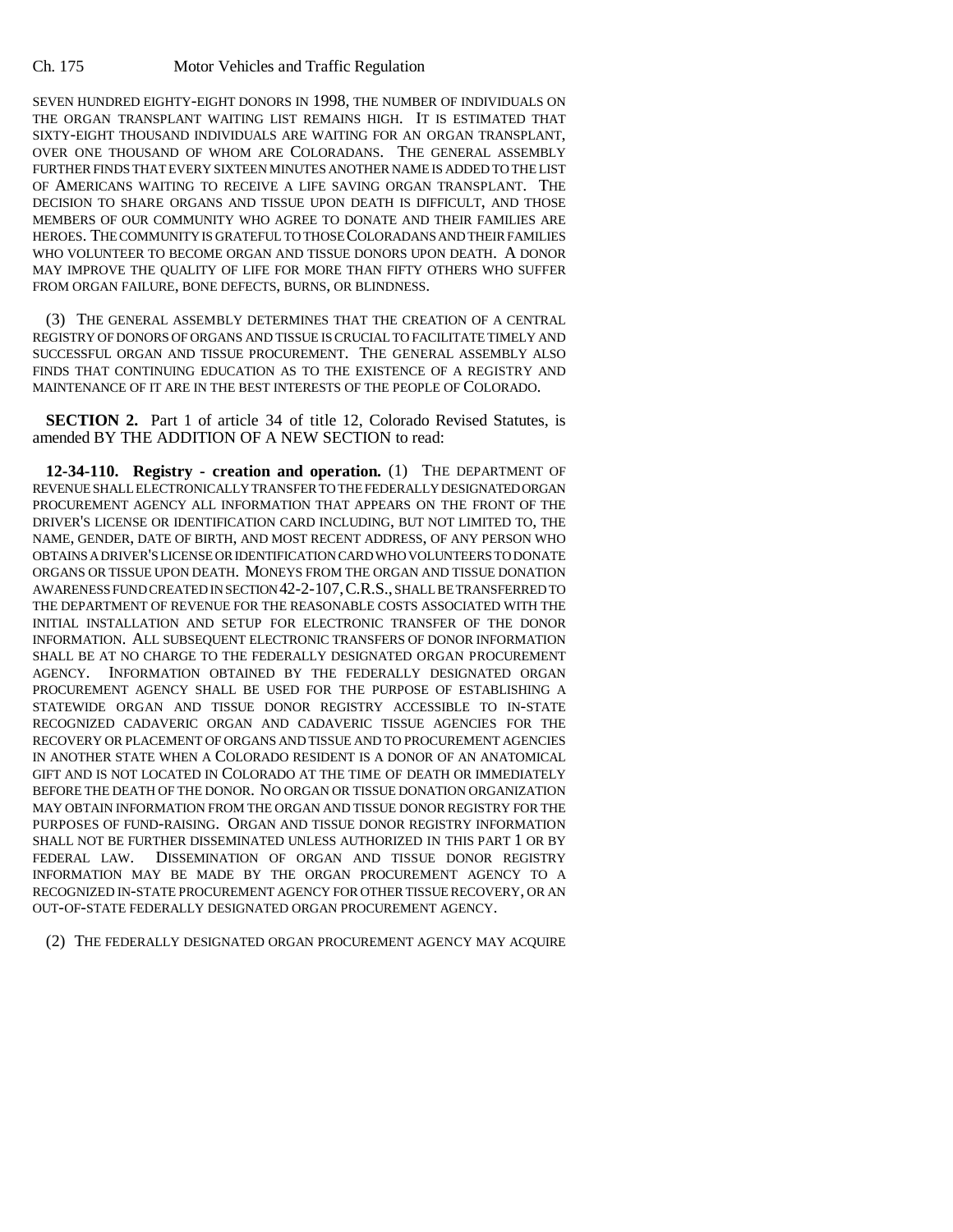SEVEN HUNDRED EIGHTY-EIGHT DONORS IN 1998, THE NUMBER OF INDIVIDUALS ON THE ORGAN TRANSPLANT WAITING LIST REMAINS HIGH. IT IS ESTIMATED THAT SIXTY-EIGHT THOUSAND INDIVIDUALS ARE WAITING FOR AN ORGAN TRANSPLANT, OVER ONE THOUSAND OF WHOM ARE COLORADANS. THE GENERAL ASSEMBLY FURTHER FINDS THAT EVERY SIXTEEN MINUTES ANOTHER NAME IS ADDED TO THE LIST OF AMERICANS WAITING TO RECEIVE A LIFE SAVING ORGAN TRANSPLANT. THE DECISION TO SHARE ORGANS AND TISSUE UPON DEATH IS DIFFICULT, AND THOSE MEMBERS OF OUR COMMUNITY WHO AGREE TO DONATE AND THEIR FAMILIES ARE HEROES. THE COMMUNITY IS GRATEFUL TO THOSE COLORADANS AND THEIR FAMILIES WHO VOLUNTEER TO BECOME ORGAN AND TISSUE DONORS UPON DEATH. A DONOR MAY IMPROVE THE QUALITY OF LIFE FOR MORE THAN FIFTY OTHERS WHO SUFFER FROM ORGAN FAILURE, BONE DEFECTS, BURNS, OR BLINDNESS.

(3) THE GENERAL ASSEMBLY DETERMINES THAT THE CREATION OF A CENTRAL REGISTRY OF DONORS OF ORGANS AND TISSUE IS CRUCIAL TO FACILITATE TIMELY AND SUCCESSFUL ORGAN AND TISSUE PROCUREMENT. THE GENERAL ASSEMBLY ALSO FINDS THAT CONTINUING EDUCATION AS TO THE EXISTENCE OF A REGISTRY AND MAINTENANCE OF IT ARE IN THE BEST INTERESTS OF THE PEOPLE OF COLORADO.

**SECTION 2.** Part 1 of article 34 of title 12, Colorado Revised Statutes, is amended BY THE ADDITION OF A NEW SECTION to read:

**12-34-110. Registry - creation and operation.** (1) THE DEPARTMENT OF REVENUE SHALL ELECTRONICALLY TRANSFER TO THE FEDERALLY DESIGNATED ORGAN PROCUREMENT AGENCY ALL INFORMATION THAT APPEARS ON THE FRONT OF THE DRIVER'S LICENSE OR IDENTIFICATION CARD INCLUDING, BUT NOT LIMITED TO, THE NAME, GENDER, DATE OF BIRTH, AND MOST RECENT ADDRESS, OF ANY PERSON WHO OBTAINS A DRIVER'S LICENSE OR IDENTIFICATION CARD WHO VOLUNTEERS TO DONATE ORGANS OR TISSUE UPON DEATH. MONEYS FROM THE ORGAN AND TISSUE DONATION AWARENESS FUND CREATED IN SECTION 42-2-107, C.R.S., SHALL BE TRANSFERRED TO THE DEPARTMENT OF REVENUE FOR THE REASONABLE COSTS ASSOCIATED WITH THE INITIAL INSTALLATION AND SETUP FOR ELECTRONIC TRANSFER OF THE DONOR INFORMATION. ALL SUBSEQUENT ELECTRONIC TRANSFERS OF DONOR INFORMATION SHALL BE AT NO CHARGE TO THE FEDERALLY DESIGNATED ORGAN PROCUREMENT AGENCY. INFORMATION OBTAINED BY THE FEDERALLY DESIGNATED ORGAN PROCUREMENT AGENCY SHALL BE USED FOR THE PURPOSE OF ESTABLISHING A STATEWIDE ORGAN AND TISSUE DONOR REGISTRY ACCESSIBLE TO IN-STATE RECOGNIZED CADAVERIC ORGAN AND CADAVERIC TISSUE AGENCIES FOR THE RECOVERY OR PLACEMENT OF ORGANS AND TISSUE AND TO PROCUREMENT AGENCIES IN ANOTHER STATE WHEN A COLORADO RESIDENT IS A DONOR OF AN ANATOMICAL GIFT AND IS NOT LOCATED IN COLORADO AT THE TIME OF DEATH OR IMMEDIATELY BEFORE THE DEATH OF THE DONOR. NO ORGAN OR TISSUE DONATION ORGANIZATION MAY OBTAIN INFORMATION FROM THE ORGAN AND TISSUE DONOR REGISTRY FOR THE PURPOSES OF FUND-RAISING. ORGAN AND TISSUE DONOR REGISTRY INFORMATION SHALL NOT BE FURTHER DISSEMINATED UNLESS AUTHORIZED IN THIS PART 1 OR BY FEDERAL LAW. DISSEMINATION OF ORGAN AND TISSUE DONOR REGISTRY INFORMATION MAY BE MADE BY THE ORGAN PROCUREMENT AGENCY TO A RECOGNIZED IN-STATE PROCUREMENT AGENCY FOR OTHER TISSUE RECOVERY, OR AN OUT-OF-STATE FEDERALLY DESIGNATED ORGAN PROCUREMENT AGENCY.

(2) THE FEDERALLY DESIGNATED ORGAN PROCUREMENT AGENCY MAY ACQUIRE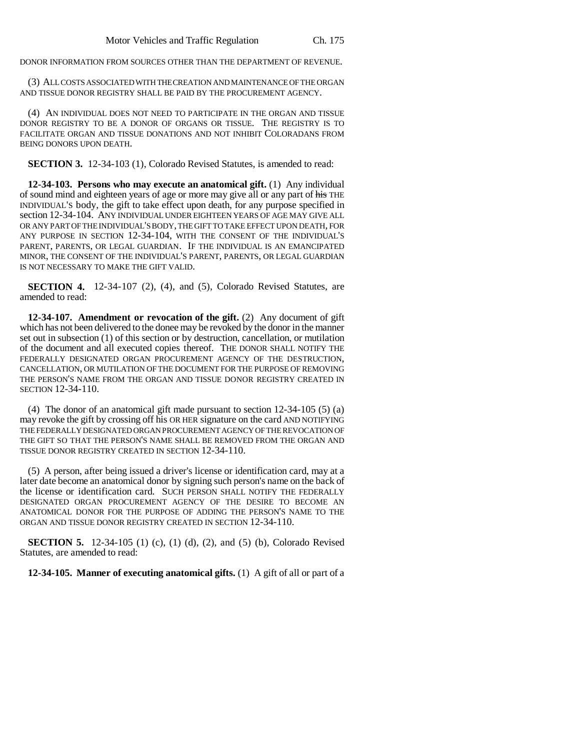DONOR INFORMATION FROM SOURCES OTHER THAN THE DEPARTMENT OF REVENUE.

(3) ALL COSTS ASSOCIATED WITH THE CREATION AND MAINTENANCE OF THE ORGAN AND TISSUE DONOR REGISTRY SHALL BE PAID BY THE PROCUREMENT AGENCY.

(4) AN INDIVIDUAL DOES NOT NEED TO PARTICIPATE IN THE ORGAN AND TISSUE DONOR REGISTRY TO BE A DONOR OF ORGANS OR TISSUE. THE REGISTRY IS TO FACILITATE ORGAN AND TISSUE DONATIONS AND NOT INHIBIT COLORADANS FROM BEING DONORS UPON DEATH.

**SECTION 3.** 12-34-103 (1), Colorado Revised Statutes, is amended to read:

**12-34-103. Persons who may execute an anatomical gift.** (1) Any individual of sound mind and eighteen years of age or more may give all or any part of ~~his~~ THE INDIVIDUAL'S body, the gift to take effect upon death, for any purpose specified in section 12-34-104. ANY INDIVIDUAL UNDER EIGHTEEN YEARS OF AGE MAY GIVE ALL OR ANY PART OF THE INDIVIDUAL'S BODY, THE GIFT TO TAKE EFFECT UPON DEATH, FOR ANY PURPOSE IN SECTION 12-34-104, WITH THE CONSENT OF THE INDIVIDUAL'S PARENT, PARENTS, OR LEGAL GUARDIAN. IF THE INDIVIDUAL IS AN EMANCIPATED MINOR, THE CONSENT OF THE INDIVIDUAL'S PARENT, PARENTS, OR LEGAL GUARDIAN IS NOT NECESSARY TO MAKE THE GIFT VALID.

**SECTION 4.** 12-34-107 (2), (4), and (5), Colorado Revised Statutes, are amended to read:

**12-34-107. Amendment or revocation of the gift.** (2) Any document of gift which has not been delivered to the donee may be revoked by the donor in the manner set out in subsection (1) of this section or by destruction, cancellation, or mutilation of the document and all executed copies thereof. THE DONOR SHALL NOTIFY THE FEDERALLY DESIGNATED ORGAN PROCUREMENT AGENCY OF THE DESTRUCTION, CANCELLATION, OR MUTILATION OF THE DOCUMENT FOR THE PURPOSE OF REMOVING THE PERSON'S NAME FROM THE ORGAN AND TISSUE DONOR REGISTRY CREATED IN SECTION 12-34-110.

(4) The donor of an anatomical gift made pursuant to section 12-34-105 (5) (a) may revoke the gift by crossing off his OR HER signature on the card AND NOTIFYING THE FEDERALLY DESIGNATED ORGAN PROCUREMENT AGENCY OF THE REVOCATION OF THE GIFT SO THAT THE PERSON'S NAME SHALL BE REMOVED FROM THE ORGAN AND TISSUE DONOR REGISTRY CREATED IN SECTION 12-34-110.

(5) A person, after being issued a driver's license or identification card, may at a later date become an anatomical donor by signing such person's name on the back of the license or identification card. SUCH PERSON SHALL NOTIFY THE FEDERALLY DESIGNATED ORGAN PROCUREMENT AGENCY OF THE DESIRE TO BECOME AN ANATOMICAL DONOR FOR THE PURPOSE OF ADDING THE PERSON'S NAME TO THE ORGAN AND TISSUE DONOR REGISTRY CREATED IN SECTION 12-34-110.

**SECTION 5.** 12-34-105 (1) (c), (1) (d), (2), and (5) (b), Colorado Revised Statutes, are amended to read:

**12-34-105. Manner of executing anatomical gifts.** (1) A gift of all or part of a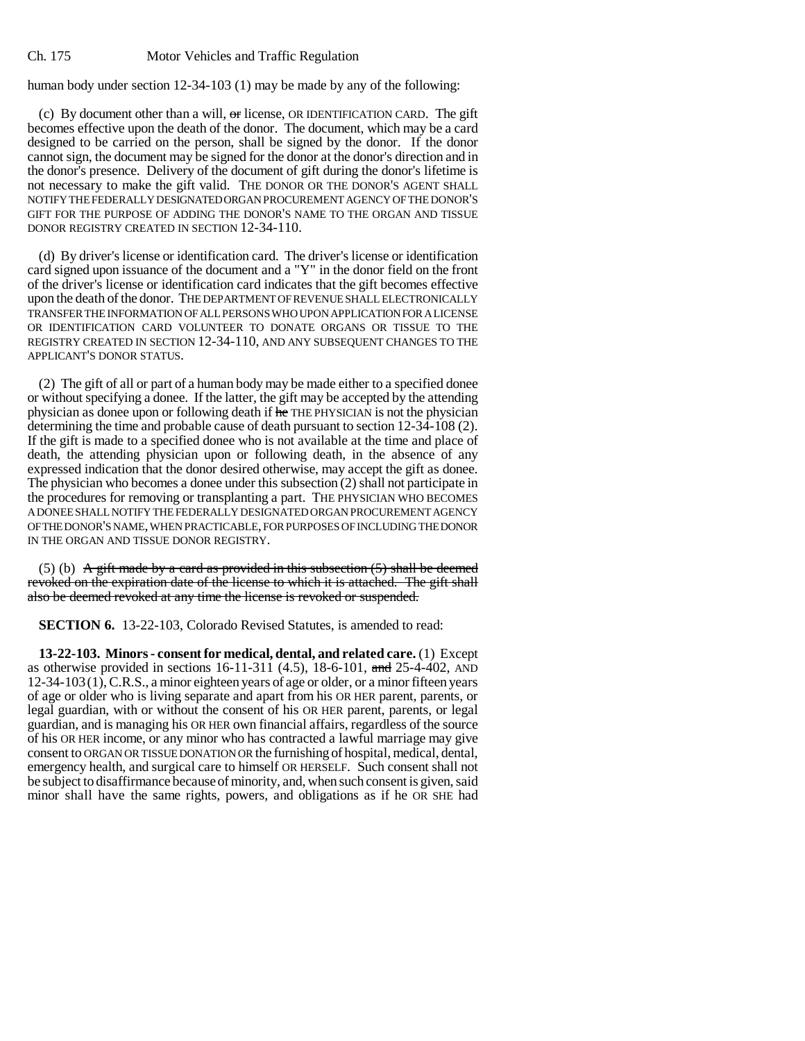human body under section 12-34-103 (1) may be made by any of the following:

(c) By document other than a will, ~~or~~ license, OR IDENTIFICATION CARD. The gift becomes effective upon the death of the donor. The document, which may be a card designed to be carried on the person, shall be signed by the donor. If the donor cannot sign, the document may be signed for the donor at the donor's direction and in the donor's presence. Delivery of the document of gift during the donor's lifetime is not necessary to make the gift valid. THE DONOR OR THE DONOR'S AGENT SHALL NOTIFY THE FEDERALLY DESIGNATED ORGAN PROCUREMENT AGENCY OF THE DONOR'S GIFT FOR THE PURPOSE OF ADDING THE DONOR'S NAME TO THE ORGAN AND TISSUE DONOR REGISTRY CREATED IN SECTION 12-34-110.

(d) By driver's license or identification card. The driver's license or identification card signed upon issuance of the document and a "Y" in the donor field on the front of the driver's license or identification card indicates that the gift becomes effective upon the death of the donor. THE DEPARTMENT OF REVENUE SHALL ELECTRONICALLY TRANSFER THE INFORMATION OF ALL PERSONS WHO UPON APPLICATION FOR A LICENSE OR IDENTIFICATION CARD VOLUNTEER TO DONATE ORGANS OR TISSUE TO THE REGISTRY CREATED IN SECTION 12-34-110, AND ANY SUBSEQUENT CHANGES TO THE APPLICANT'S DONOR STATUS.

(2) The gift of all or part of a human body may be made either to a specified donee or without specifying a donee. If the latter, the gift may be accepted by the attending physician as donee upon or following death if ~~he~~ THE PHYSICIAN is not the physician determining the time and probable cause of death pursuant to section 12-34-108 (2). If the gift is made to a specified donee who is not available at the time and place of death, the attending physician upon or following death, in the absence of any expressed indication that the donor desired otherwise, may accept the gift as donee. The physician who becomes a donee under this subsection (2) shall not participate in the procedures for removing or transplanting a part. THE PHYSICIAN WHO BECOMES A DONEE SHALL NOTIFY THE FEDERALLY DESIGNATED ORGAN PROCUREMENT AGENCY OF THE DONOR'S NAME, WHEN PRACTICABLE, FOR PURPOSES OF INCLUDING THE DONOR IN THE ORGAN AND TISSUE DONOR REGISTRY.

(5) (b) ~~A gift made by a card as provided in this subsection (5) shall be deemed revoked on the expiration date of the license to which it is attached. The gift shall also be deemed revoked at any time the license is revoked or suspended.~~

**SECTION 6.** 13-22-103, Colorado Revised Statutes, is amended to read:

**13-22-103. Minors - consent for medical, dental, and related care.** (1) Except as otherwise provided in sections 16-11-311 (4.5), 18-6-101, ~~and~~ 25-4-402, AND 12-34-103 (1), C.R.S., a minor eighteen years of age or older, or a minor fifteen years of age or older who is living separate and apart from his OR HER parent, parents, or legal guardian, with or without the consent of his OR HER parent, parents, or legal guardian, and is managing his OR HER own financial affairs, regardless of the source of his OR HER income, or any minor who has contracted a lawful marriage may give consent to ORGAN OR TISSUE DONATION OR the furnishing of hospital, medical, dental, emergency health, and surgical care to himself OR HERSELF. Such consent shall not be subject to disaffirmance because of minority, and, when such consent is given, said minor shall have the same rights, powers, and obligations as if he OR SHE had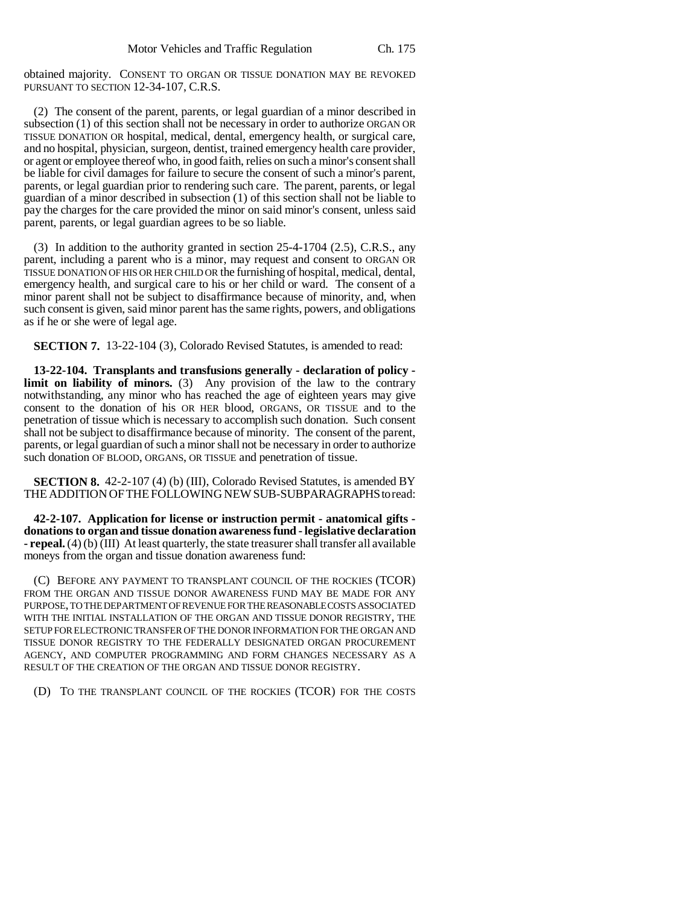obtained majority. CONSENT TO ORGAN OR TISSUE DONATION MAY BE REVOKED PURSUANT TO SECTION 12-34-107, C.R.S.

(2) The consent of the parent, parents, or legal guardian of a minor described in subsection (1) of this section shall not be necessary in order to authorize ORGAN OR TISSUE DONATION OR hospital, medical, dental, emergency health, or surgical care, and no hospital, physician, surgeon, dentist, trained emergency health care provider, or agent or employee thereof who, in good faith, relies on such a minor's consent shall be liable for civil damages for failure to secure the consent of such a minor's parent, parents, or legal guardian prior to rendering such care. The parent, parents, or legal guardian of a minor described in subsection (1) of this section shall not be liable to pay the charges for the care provided the minor on said minor's consent, unless said parent, parents, or legal guardian agrees to be so liable.

(3) In addition to the authority granted in section 25-4-1704 (2.5), C.R.S., any parent, including a parent who is a minor, may request and consent to ORGAN OR TISSUE DONATION OF HIS OR HER CHILD OR the furnishing of hospital, medical, dental, emergency health, and surgical care to his or her child or ward. The consent of a minor parent shall not be subject to disaffirmance because of minority, and, when such consent is given, said minor parent has the same rights, powers, and obligations as if he or she were of legal age.

**SECTION 7.** 13-22-104 (3), Colorado Revised Statutes, is amended to read:

**13-22-104. Transplants and transfusions generally - declaration of policy - limit on liability of minors.** (3) Any provision of the law to the contrary notwithstanding, any minor who has reached the age of eighteen years may give consent to the donation of his OR HER blood, ORGANS, OR TISSUE and to the penetration of tissue which is necessary to accomplish such donation. Such consent shall not be subject to disaffirmance because of minority. The consent of the parent, parents, or legal guardian of such a minor shall not be necessary in order to authorize such donation OF BLOOD, ORGANS, OR TISSUE and penetration of tissue.

**SECTION 8.** 42-2-107 (4) (b) (III), Colorado Revised Statutes, is amended BY THE ADDITION OF THE FOLLOWING NEW SUB-SUBPARAGRAPHS to read:

**42-2-107. Application for license or instruction permit - anatomical gifts - donations to organ and tissue donation awareness fund - legislative declaration - repeal.** (4) (b) (III) At least quarterly, the state treasurer shall transfer all available moneys from the organ and tissue donation awareness fund:

(C) BEFORE ANY PAYMENT TO TRANSPLANT COUNCIL OF THE ROCKIES (TCOR) FROM THE ORGAN AND TISSUE DONOR AWARENESS FUND MAY BE MADE FOR ANY PURPOSE, TO THE DEPARTMENT OF REVENUE FOR THE REASONABLE COSTS ASSOCIATED WITH THE INITIAL INSTALLATION OF THE ORGAN AND TISSUE DONOR REGISTRY, THE SETUP FOR ELECTRONIC TRANSFER OF THE DONOR INFORMATION FOR THE ORGAN AND TISSUE DONOR REGISTRY TO THE FEDERALLY DESIGNATED ORGAN PROCUREMENT AGENCY, AND COMPUTER PROGRAMMING AND FORM CHANGES NECESSARY AS A RESULT OF THE CREATION OF THE ORGAN AND TISSUE DONOR REGISTRY.

(D) TO THE TRANSPLANT COUNCIL OF THE ROCKIES (TCOR) FOR THE COSTS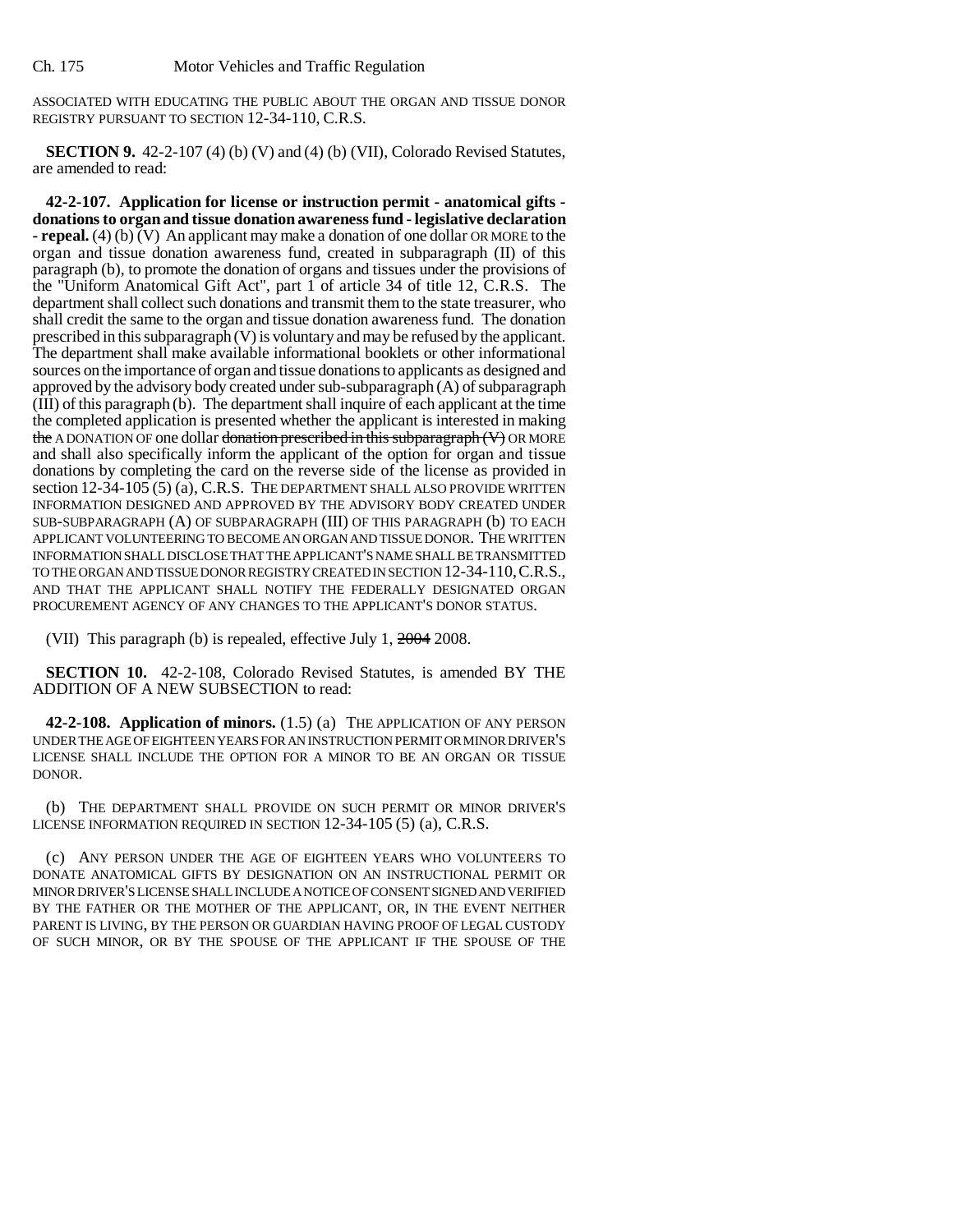ASSOCIATED WITH EDUCATING THE PUBLIC ABOUT THE ORGAN AND TISSUE DONOR REGISTRY PURSUANT TO SECTION 12-34-110, C.R.S.

**SECTION 9.** 42-2-107 (4) (b) (V) and (4) (b) (VII), Colorado Revised Statutes, are amended to read:

**42-2-107. Application for license or instruction permit - anatomical gifts - donations to organ and tissue donation awareness fund - legislative declaration - repeal.** (4) (b) (V) An applicant may make a donation of one dollar OR MORE to the organ and tissue donation awareness fund, created in subparagraph (II) of this paragraph (b), to promote the donation of organs and tissues under the provisions of the "Uniform Anatomical Gift Act", part 1 of article 34 of title 12, C.R.S. The department shall collect such donations and transmit them to the state treasurer, who shall credit the same to the organ and tissue donation awareness fund. The donation prescribed in this subparagraph (V) is voluntary and may be refused by the applicant. The department shall make available informational booklets or other informational sources on the importance of organ and tissue donations to applicants as designed and approved by the advisory body created under sub-subparagraph (A) of subparagraph (III) of this paragraph (b). The department shall inquire of each applicant at the time the completed application is presented whether the applicant is interested in making ~~the~~ A DONATION OF one dollar ~~donation prescribed in this subparagraph (V)~~ OR MORE and shall also specifically inform the applicant of the option for organ and tissue donations by completing the card on the reverse side of the license as provided in section 12-34-105 (5) (a), C.R.S. THE DEPARTMENT SHALL ALSO PROVIDE WRITTEN INFORMATION DESIGNED AND APPROVED BY THE ADVISORY BODY CREATED UNDER SUB-SUBPARAGRAPH (A) OF SUBPARAGRAPH (III) OF THIS PARAGRAPH (b) TO EACH APPLICANT VOLUNTEERING TO BECOME AN ORGAN AND TISSUE DONOR. THE WRITTEN INFORMATION SHALL DISCLOSE THAT THE APPLICANT'S NAME SHALL BE TRANSMITTED TO THE ORGAN AND TISSUE DONOR REGISTRY CREATED IN SECTION 12-34-110, C.R.S., AND THAT THE APPLICANT SHALL NOTIFY THE FEDERALLY DESIGNATED ORGAN PROCUREMENT AGENCY OF ANY CHANGES TO THE APPLICANT'S DONOR STATUS.

(VII) This paragraph (b) is repealed, effective July 1, ~~2004~~ 2008.

**SECTION 10.** 42-2-108, Colorado Revised Statutes, is amended BY THE ADDITION OF A NEW SUBSECTION to read:

**42-2-108. Application of minors.** (1.5) (a) THE APPLICATION OF ANY PERSON UNDER THE AGE OF EIGHTEEN YEARS FOR AN INSTRUCTION PERMIT OR MINOR DRIVER'S LICENSE SHALL INCLUDE THE OPTION FOR A MINOR TO BE AN ORGAN OR TISSUE DONOR.

(b) THE DEPARTMENT SHALL PROVIDE ON SUCH PERMIT OR MINOR DRIVER'S LICENSE INFORMATION REQUIRED IN SECTION 12-34-105 (5) (a), C.R.S.

(c) ANY PERSON UNDER THE AGE OF EIGHTEEN YEARS WHO VOLUNTEERS TO DONATE ANATOMICAL GIFTS BY DESIGNATION ON AN INSTRUCTIONAL PERMIT OR MINOR DRIVER'S LICENSE SHALL INCLUDE A NOTICE OF CONSENT SIGNED AND VERIFIED BY THE FATHER OR THE MOTHER OF THE APPLICANT, OR, IN THE EVENT NEITHER PARENT IS LIVING, BY THE PERSON OR GUARDIAN HAVING PROOF OF LEGAL CUSTODY OF SUCH MINOR, OR BY THE SPOUSE OF THE APPLICANT IF THE SPOUSE OF THE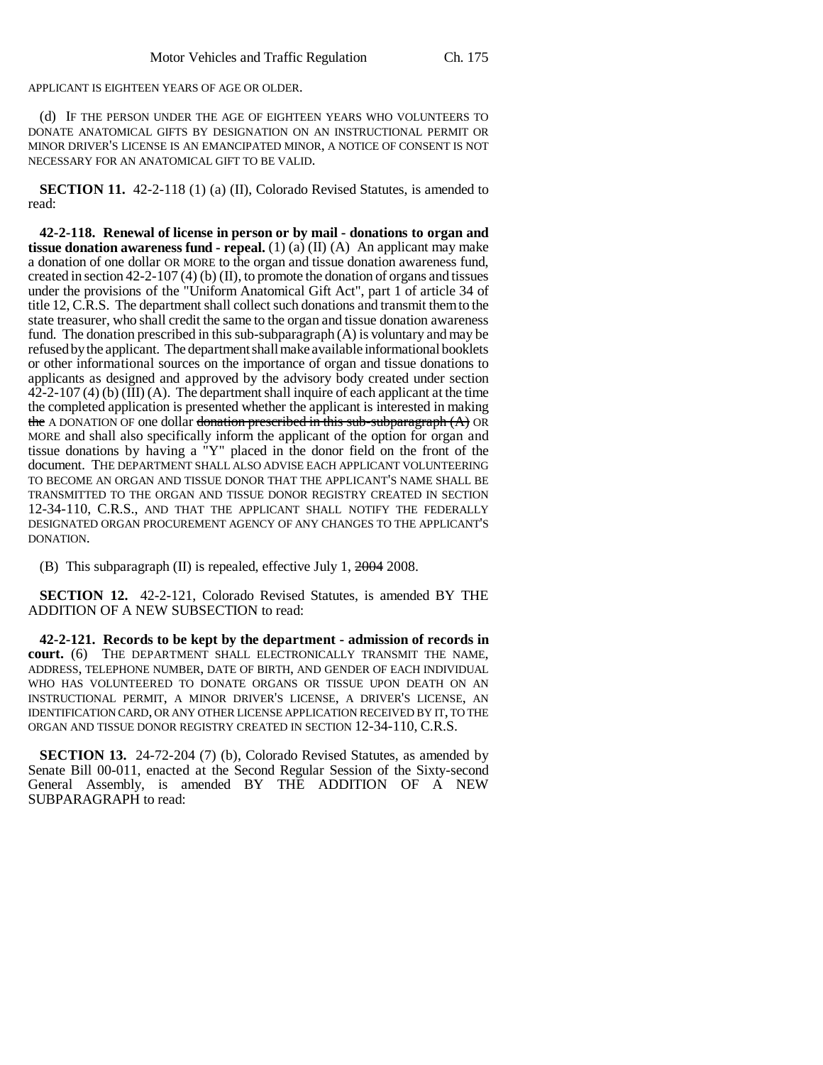APPLICANT IS EIGHTEEN YEARS OF AGE OR OLDER.

(d) IF THE PERSON UNDER THE AGE OF EIGHTEEN YEARS WHO VOLUNTEERS TO DONATE ANATOMICAL GIFTS BY DESIGNATION ON AN INSTRUCTIONAL PERMIT OR MINOR DRIVER'S LICENSE IS AN EMANCIPATED MINOR, A NOTICE OF CONSENT IS NOT NECESSARY FOR AN ANATOMICAL GIFT TO BE VALID.

**SECTION 11.** 42-2-118 (1) (a) (II), Colorado Revised Statutes, is amended to read:

**42-2-118. Renewal of license in person or by mail - donations to organ and tissue donation awareness fund - repeal.** (1) (a) (II) (A) An applicant may make a donation of one dollar OR MORE to the organ and tissue donation awareness fund, created in section 42-2-107 (4) (b) (II), to promote the donation of organs and tissues under the provisions of the "Uniform Anatomical Gift Act", part 1 of article 34 of title 12, C.R.S. The department shall collect such donations and transmit them to the state treasurer, who shall credit the same to the organ and tissue donation awareness fund. The donation prescribed in this sub-subparagraph (A) is voluntary and may be refused by the applicant. The department shall make available informational booklets or other informational sources on the importance of organ and tissue donations to applicants as designed and approved by the advisory body created under section 42-2-107 (4) (b) (III) (A). The department shall inquire of each applicant at the time the completed application is presented whether the applicant is interested in making ~~the~~ A DONATION OF one dollar ~~donation prescribed in this sub-subparagraph (A)~~ OR MORE and shall also specifically inform the applicant of the option for organ and tissue donations by having a "Y" placed in the donor field on the front of the document. THE DEPARTMENT SHALL ALSO ADVISE EACH APPLICANT VOLUNTEERING TO BECOME AN ORGAN AND TISSUE DONOR THAT THE APPLICANT'S NAME SHALL BE TRANSMITTED TO THE ORGAN AND TISSUE DONOR REGISTRY CREATED IN SECTION 12-34-110, C.R.S., AND THAT THE APPLICANT SHALL NOTIFY THE FEDERALLY DESIGNATED ORGAN PROCUREMENT AGENCY OF ANY CHANGES TO THE APPLICANT'S DONATION.

(B) This subparagraph (II) is repealed, effective July 1, ~~2004~~ 2008.

**SECTION 12.** 42-2-121, Colorado Revised Statutes, is amended BY THE ADDITION OF A NEW SUBSECTION to read:

**42-2-121. Records to be kept by the department - admission of records in court.** (6) THE DEPARTMENT SHALL ELECTRONICALLY TRANSMIT THE NAME, ADDRESS, TELEPHONE NUMBER, DATE OF BIRTH, AND GENDER OF EACH INDIVIDUAL WHO HAS VOLUNTEERED TO DONATE ORGANS OR TISSUE UPON DEATH ON AN INSTRUCTIONAL PERMIT, A MINOR DRIVER'S LICENSE, A DRIVER'S LICENSE, AN IDENTIFICATION CARD, OR ANY OTHER LICENSE APPLICATION RECEIVED BY IT, TO THE ORGAN AND TISSUE DONOR REGISTRY CREATED IN SECTION 12-34-110, C.R.S.

**SECTION 13.** 24-72-204 (7) (b), Colorado Revised Statutes, as amended by Senate Bill 00-011, enacted at the Second Regular Session of the Sixty-second General Assembly, is amended BY THE ADDITION OF A NEW SUBPARAGRAPH to read: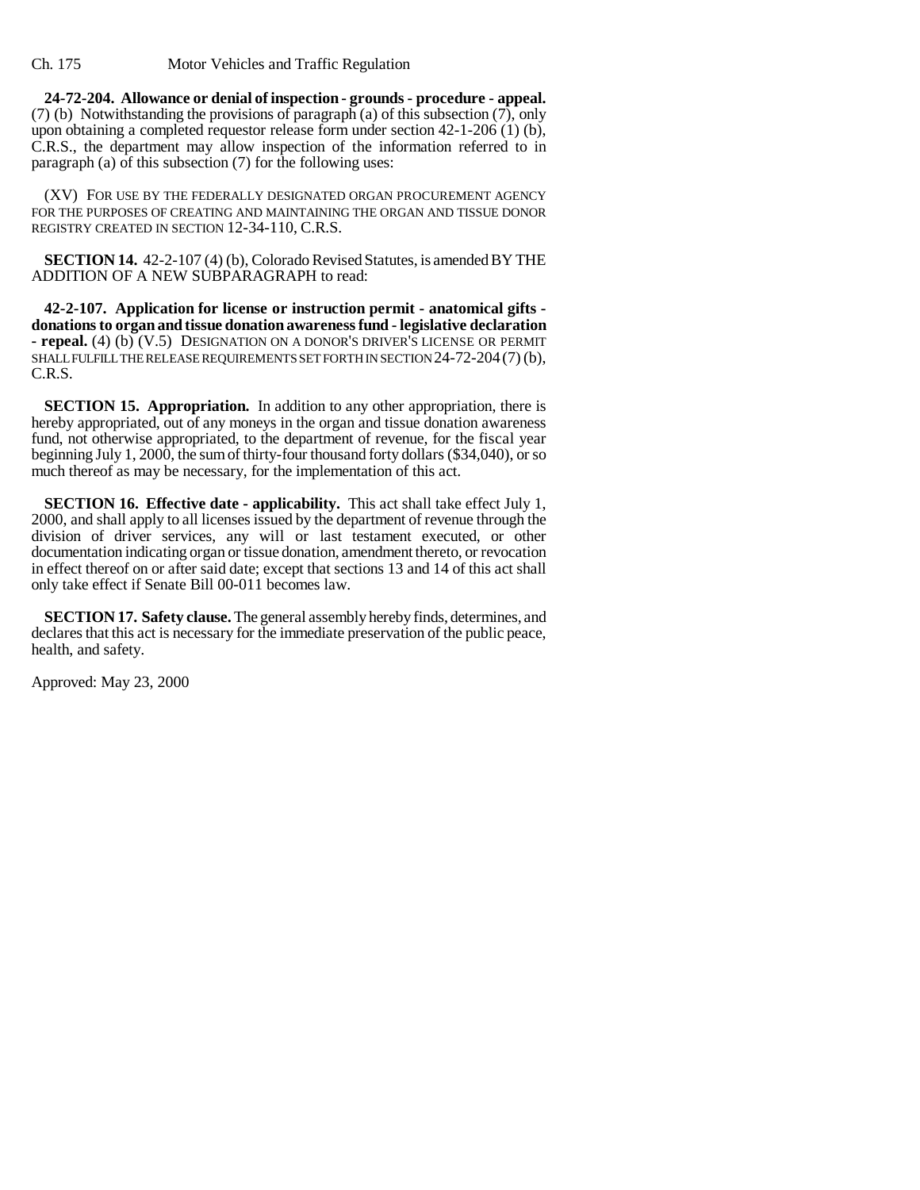**24-72-204. Allowance or denial of inspection - grounds - procedure - appeal.** (7) (b) Notwithstanding the provisions of paragraph (a) of this subsection (7), only upon obtaining a completed requestor release form under section 42-1-206 (1) (b), C.R.S., the department may allow inspection of the information referred to in paragraph (a) of this subsection (7) for the following uses:

(XV) FOR USE BY THE FEDERALLY DESIGNATED ORGAN PROCUREMENT AGENCY FOR THE PURPOSES OF CREATING AND MAINTAINING THE ORGAN AND TISSUE DONOR REGISTRY CREATED IN SECTION 12-34-110, C.R.S.

**SECTION 14.** 42-2-107 (4) (b), Colorado Revised Statutes, is amended BY THE ADDITION OF A NEW SUBPARAGRAPH to read:

**42-2-107. Application for license or instruction permit - anatomical gifts - donations to organ and tissue donation awareness fund - legislative declaration - repeal.** (4) (b) (V.5) DESIGNATION ON A DONOR'S DRIVER'S LICENSE OR PERMIT SHALL FULFILL THE RELEASE REQUIREMENTS SET FORTH IN SECTION 24-72-204 (7) (b), C.R.S.

**SECTION 15. Appropriation.** In addition to any other appropriation, there is hereby appropriated, out of any moneys in the organ and tissue donation awareness fund, not otherwise appropriated, to the department of revenue, for the fiscal year beginning July 1, 2000, the sum of thirty-four thousand forty dollars ($34,040), or so much thereof as may be necessary, for the implementation of this act.

**SECTION 16. Effective date - applicability.** This act shall take effect July 1, 2000, and shall apply to all licenses issued by the department of revenue through the division of driver services, any will or last testament executed, or other documentation indicating organ or tissue donation, amendment thereto, or revocation in effect thereof on or after said date; except that sections 13 and 14 of this act shall only take effect if Senate Bill 00-011 becomes law.

**SECTION 17. Safety clause.** The general assembly hereby finds, determines, and declares that this act is necessary for the immediate preservation of the public peace, health, and safety.

Approved: May 23, 2000